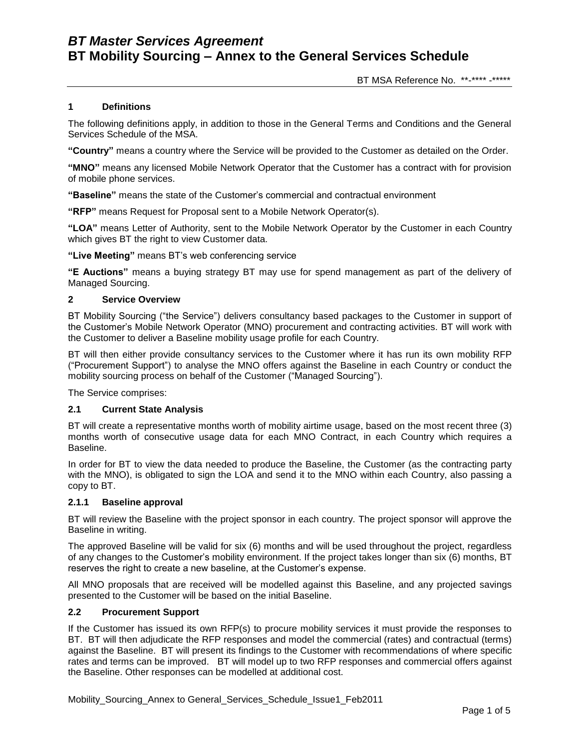# *BT Master Services Agreement*
# BT Mobility Sourcing – Annex to the General Services Schedule

BT MSA Reference No. **-**** -*****

## 1 Definitions

The following definitions apply, in addition to those in the General Terms and Conditions and the General Services Schedule of the MSA.

**"Country"** means a country where the Service will be provided to the Customer as detailed on the Order.

**"MNO"** means any licensed Mobile Network Operator that the Customer has a contract with for provision of mobile phone services.

**"Baseline"** means the state of the Customer's commercial and contractual environment

**"RFP"** means Request for Proposal sent to a Mobile Network Operator(s).

**"LOA"** means Letter of Authority, sent to the Mobile Network Operator by the Customer in each Country which gives BT the right to view Customer data.

**"Live Meeting"** means BT's web conferencing service

**"E Auctions"** means a buying strategy BT may use for spend management as part of the delivery of Managed Sourcing.

## 2 Service Overview

BT Mobility Sourcing ("the Service") delivers consultancy based packages to the Customer in support of the Customer's Mobile Network Operator (MNO) procurement and contracting activities. BT will work with the Customer to deliver a Baseline mobility usage profile for each Country.

BT will then either provide consultancy services to the Customer where it has run its own mobility RFP ("Procurement Support") to analyse the MNO offers against the Baseline in each Country or conduct the mobility sourcing process on behalf of the Customer ("Managed Sourcing").

The Service comprises:

### 2.1 Current State Analysis

BT will create a representative months worth of mobility airtime usage, based on the most recent three (3) months worth of consecutive usage data for each MNO Contract, in each Country which requires a Baseline.

In order for BT to view the data needed to produce the Baseline, the Customer (as the contracting party with the MNO), is obligated to sign the LOA and send it to the MNO within each Country, also passing a copy to BT.

#### 2.1.1 Baseline approval

BT will review the Baseline with the project sponsor in each country. The project sponsor will approve the Baseline in writing.

The approved Baseline will be valid for six (6) months and will be used throughout the project, regardless of any changes to the Customer's mobility environment. If the project takes longer than six (6) months, BT reserves the right to create a new baseline, at the Customer's expense.

All MNO proposals that are received will be modelled against this Baseline, and any projected savings presented to the Customer will be based on the initial Baseline.

### 2.2 Procurement Support

If the Customer has issued its own RFP(s) to procure mobility services it must provide the responses to BT. BT will then adjudicate the RFP responses and model the commercial (rates) and contractual (terms) against the Baseline. BT will present its findings to the Customer with recommendations of where specific rates and terms can be improved. BT will model up to two RFP responses and commercial offers against the Baseline. Other responses can be modelled at additional cost.

Mobility_Sourcing_Annex to General_Services_Schedule_Issue1_Feb2011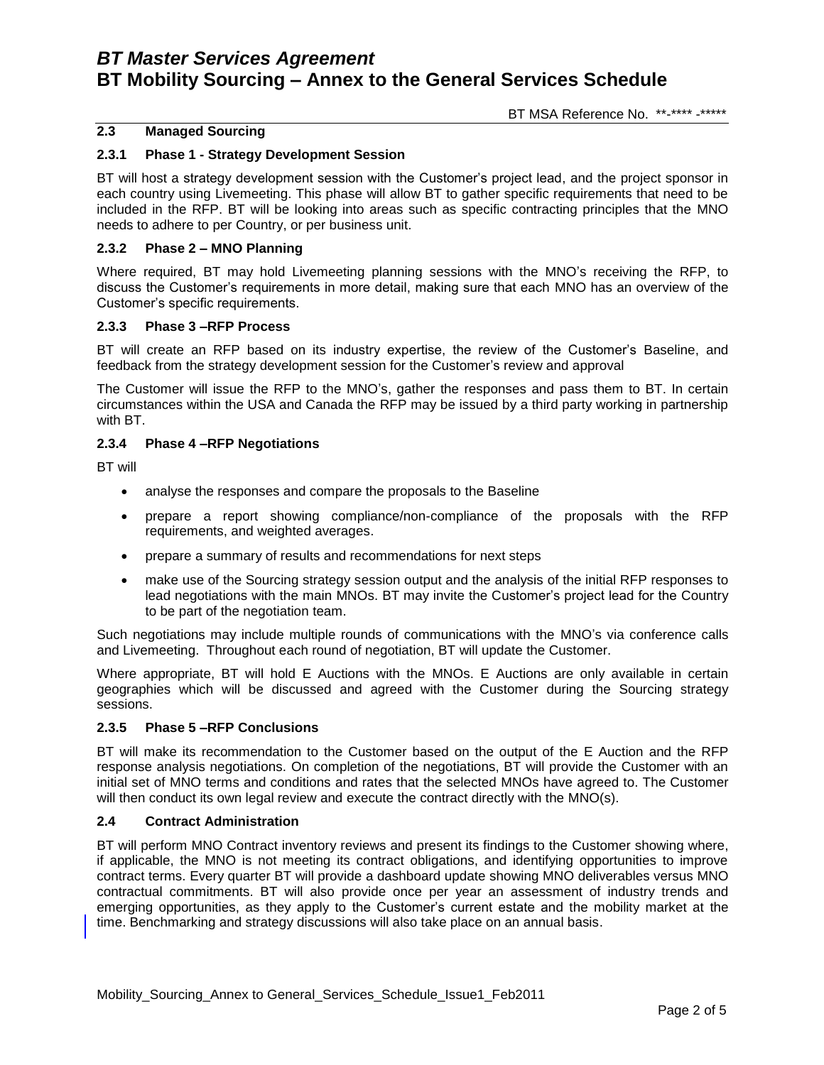### 2.3 Managed Sourcing

#### 2.3.1 Phase 1 - Strategy Development Session

BT will host a strategy development session with the Customer's project lead, and the project sponsor in each country using Livemeeting. This phase will allow BT to gather specific requirements that need to be included in the RFP. BT will be looking into areas such as specific contracting principles that the MNO needs to adhere to per Country, or per business unit.

#### 2.3.2 Phase 2 – MNO Planning

Where required, BT may hold Livemeeting planning sessions with the MNO's receiving the RFP, to discuss the Customer's requirements in more detail, making sure that each MNO has an overview of the Customer's specific requirements.

#### 2.3.3 Phase 3 –RFP Process

BT will create an RFP based on its industry expertise, the review of the Customer's Baseline, and feedback from the strategy development session for the Customer's review and approval

The Customer will issue the RFP to the MNO's, gather the responses and pass them to BT. In certain circumstances within the USA and Canada the RFP may be issued by a third party working in partnership with BT.

#### 2.3.4 Phase 4 –RFP Negotiations

BT will

- analyse the responses and compare the proposals to the Baseline
- prepare a report showing compliance/non-compliance of the proposals with the RFP requirements, and weighted averages.
- prepare a summary of results and recommendations for next steps
- make use of the Sourcing strategy session output and the analysis of the initial RFP responses to lead negotiations with the main MNOs. BT may invite the Customer's project lead for the Country to be part of the negotiation team.

Such negotiations may include multiple rounds of communications with the MNO's via conference calls and Livemeeting. Throughout each round of negotiation, BT will update the Customer.

Where appropriate, BT will hold E Auctions with the MNOs. E Auctions are only available in certain geographies which will be discussed and agreed with the Customer during the Sourcing strategy sessions.

#### 2.3.5 Phase 5 –RFP Conclusions

BT will make its recommendation to the Customer based on the output of the E Auction and the RFP response analysis negotiations. On completion of the negotiations, BT will provide the Customer with an initial set of MNO terms and conditions and rates that the selected MNOs have agreed to. The Customer will then conduct its own legal review and execute the contract directly with the MNO(s).

### 2.4 Contract Administration

BT will perform MNO Contract inventory reviews and present its findings to the Customer showing where, if applicable, the MNO is not meeting its contract obligations, and identifying opportunities to improve contract terms. Every quarter BT will provide a dashboard update showing MNO deliverables versus MNO contractual commitments. BT will also provide once per year an assessment of industry trends and emerging opportunities, as they apply to the Customer's current estate and the mobility market at the time. Benchmarking and strategy discussions will also take place on an annual basis.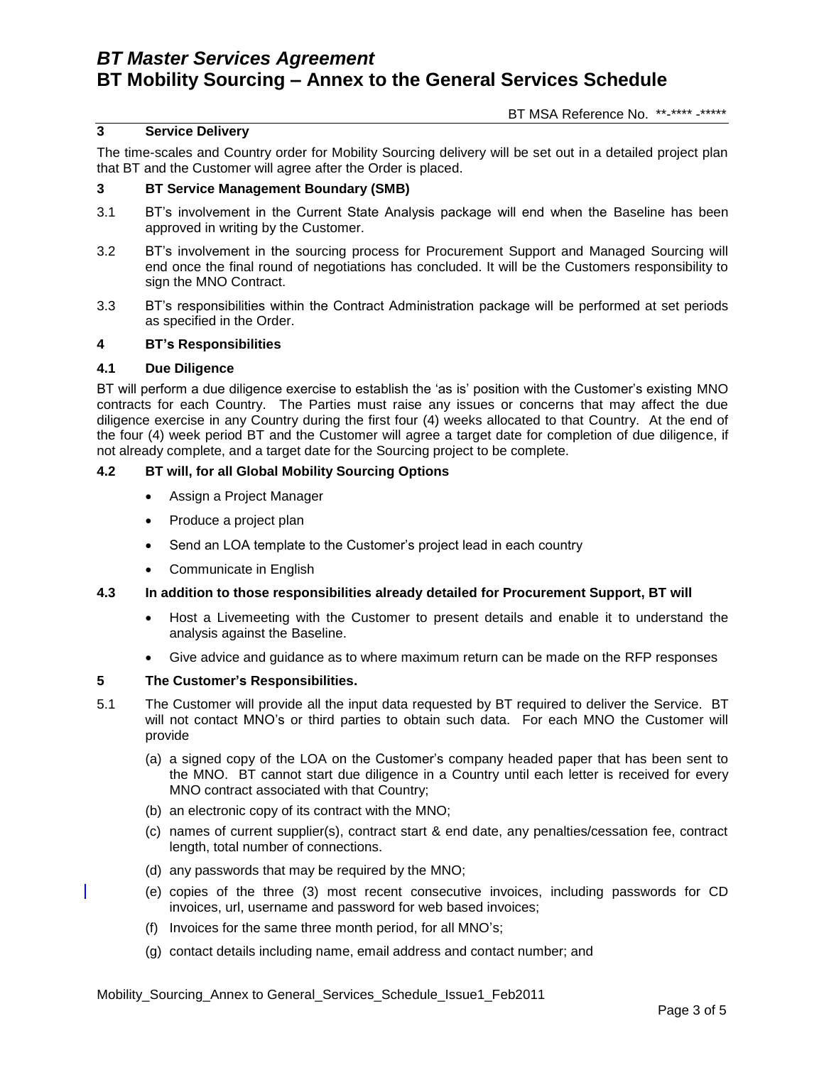## 3 Service Delivery

The time-scales and Country order for Mobility Sourcing delivery will be set out in a detailed project plan that BT and the Customer will agree after the Order is placed.

## 3 BT Service Management Boundary (SMB)

3.1 BT's involvement in the Current State Analysis package will end when the Baseline has been approved in writing by the Customer.

3.2 BT's involvement in the sourcing process for Procurement Support and Managed Sourcing will end once the final round of negotiations has concluded. It will be the Customers responsibility to sign the MNO Contract.

3.3 BT's responsibilities within the Contract Administration package will be performed at set periods as specified in the Order.

## 4 BT's Responsibilities

### 4.1 Due Diligence

BT will perform a due diligence exercise to establish the 'as is' position with the Customer's existing MNO contracts for each Country. The Parties must raise any issues or concerns that may affect the due diligence exercise in any Country during the first four (4) weeks allocated to that Country. At the end of the four (4) week period BT and the Customer will agree a target date for completion of due diligence, if not already complete, and a target date for the Sourcing project to be complete.

### 4.2 BT will, for all Global Mobility Sourcing Options

- Assign a Project Manager
- Produce a project plan
- Send an LOA template to the Customer's project lead in each country
- Communicate in English

### 4.3 In addition to those responsibilities already detailed for Procurement Support, BT will

- Host a Livemeeting with the Customer to present details and enable it to understand the analysis against the Baseline.
- Give advice and guidance as to where maximum return can be made on the RFP responses

## 5 The Customer's Responsibilities.

5.1 The Customer will provide all the input data requested by BT required to deliver the Service. BT will not contact MNO's or third parties to obtain such data. For each MNO the Customer will provide

(a) a signed copy of the LOA on the Customer's company headed paper that has been sent to the MNO. BT cannot start due diligence in a Country until each letter is received for every MNO contract associated with that Country;

(b) an electronic copy of its contract with the MNO;

(c) names of current supplier(s), contract start & end date, any penalties/cessation fee, contract length, total number of connections.

(d) any passwords that may be required by the MNO;

(e) copies of the three (3) most recent consecutive invoices, including passwords for CD invoices, url, username and password for web based invoices;

(f) Invoices for the same three month period, for all MNO's;

(g) contact details including name, email address and contact number; and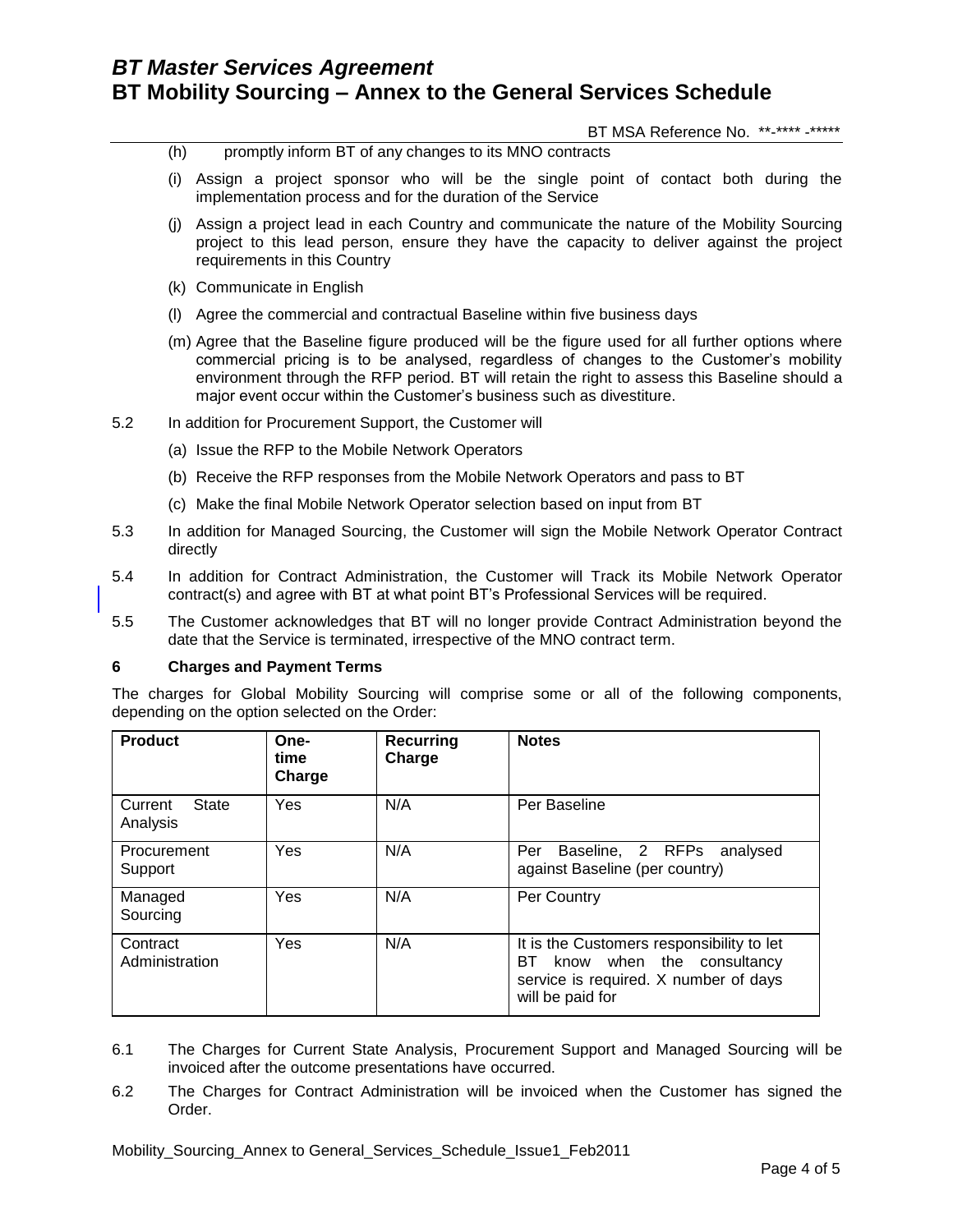(h) promptly inform BT of any changes to its MNO contracts

(i) Assign a project sponsor who will be the single point of contact both during the implementation process and for the duration of the Service

(j) Assign a project lead in each Country and communicate the nature of the Mobility Sourcing project to this lead person, ensure they have the capacity to deliver against the project requirements in this Country

(k) Communicate in English

(l) Agree the commercial and contractual Baseline within five business days

(m) Agree that the Baseline figure produced will be the figure used for all further options where commercial pricing is to be analysed, regardless of changes to the Customer's mobility environment through the RFP period. BT will retain the right to assess this Baseline should a major event occur within the Customer's business such as divestiture.

5.2 In addition for Procurement Support, the Customer will

(a) Issue the RFP to the Mobile Network Operators

(b) Receive the RFP responses from the Mobile Network Operators and pass to BT

(c) Make the final Mobile Network Operator selection based on input from BT

5.3 In addition for Managed Sourcing, the Customer will sign the Mobile Network Operator Contract directly

5.4 In addition for Contract Administration, the Customer will Track its Mobile Network Operator contract(s) and agree with BT at what point BT's Professional Services will be required.

5.5 The Customer acknowledges that BT will no longer provide Contract Administration beyond the date that the Service is terminated, irrespective of the MNO contract term.

## 6 Charges and Payment Terms

The charges for Global Mobility Sourcing will comprise some or all of the following components, depending on the option selected on the Order:

| Product | One-time Charge | Recurring Charge | Notes |
|---|---|---|---|
| Current State Analysis | Yes | N/A | Per Baseline |
| Procurement Support | Yes | N/A | Per Baseline, 2 RFPs analysed against Baseline (per country) |
| Managed Sourcing | Yes | N/A | Per Country |
| Contract Administration | Yes | N/A | It is the Customers responsibility to let BT know when the consultancy service is required. X number of days will be paid for |

6.1 The Charges for Current State Analysis, Procurement Support and Managed Sourcing will be invoiced after the outcome presentations have occurred.

6.2 The Charges for Contract Administration will be invoiced when the Customer has signed the Order.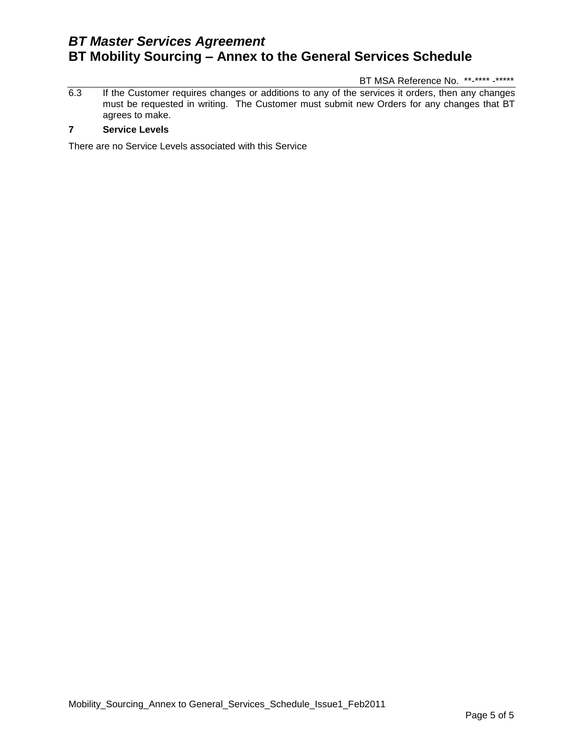6.3 If the Customer requires changes or additions to any of the services it orders, then any changes must be requested in writing. The Customer must submit new Orders for any changes that BT agrees to make.

## 7 Service Levels

There are no Service Levels associated with this Service